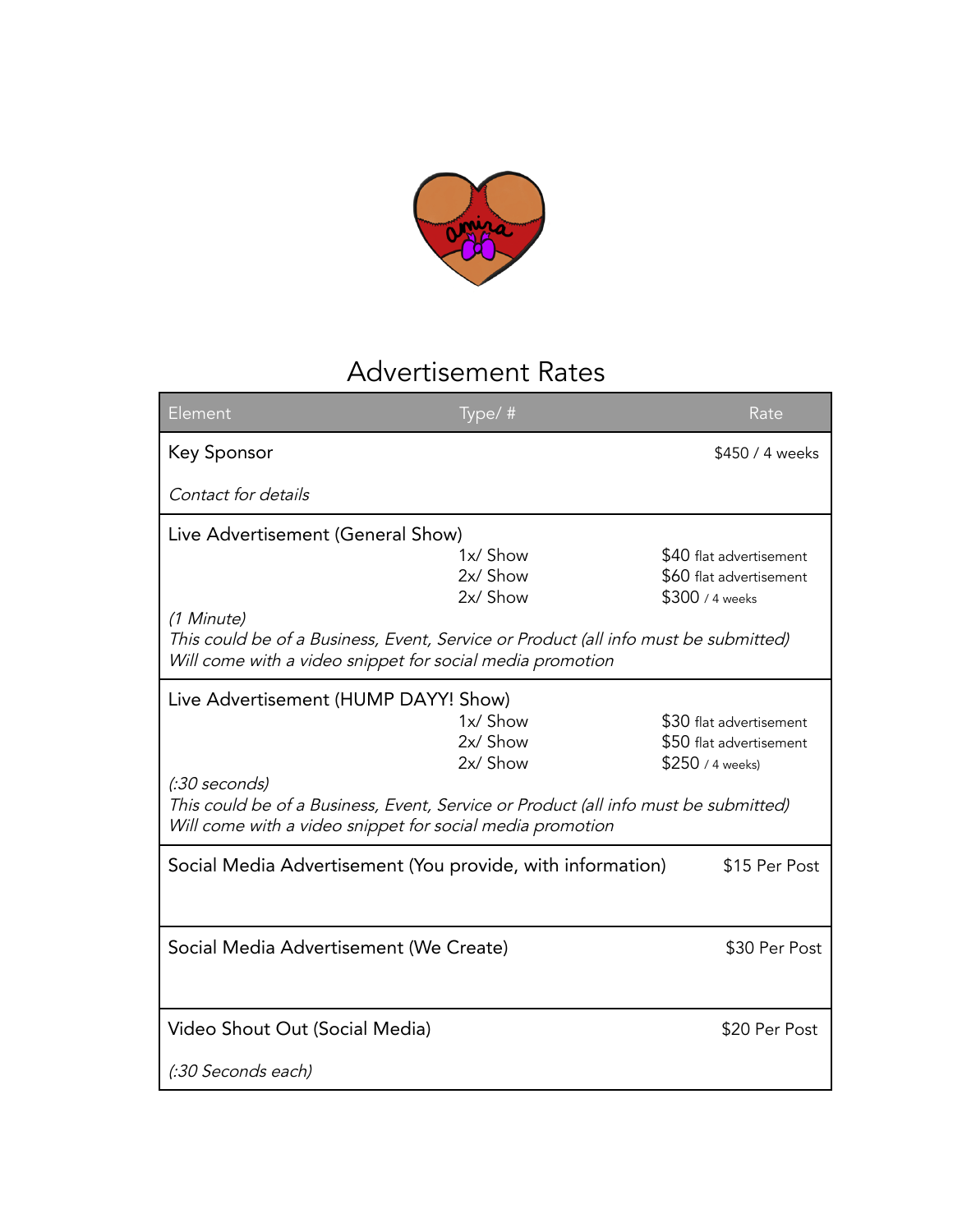# Advertisement Rates

| Element | Type/ # | Rate |
| --- | --- | --- |
| Key Sponsor<br><br>*Contact for details* | | $450 / 4 weeks |
| Live Advertisement (General Show) | 1x/ Show | $40 flat advertisement |
| | 2x/ Show | $60 flat advertisement |
| | 2x/ Show | $300 / 4 weeks |
| *(1 Minute)*<br>*This could be of a Business, Event, Service or Product (all info must be submitted)*<br>*Will come with a video snippet for social media promotion* | | |
| Live Advertisement (HUMP DAYY! Show) | 1x/ Show | $30 flat advertisement |
| | 2x/ Show | $50 flat advertisement |
| | 2x/ Show | $250 / 4 weeks) |
| *(:30 seconds)*<br>*This could be of a Business, Event, Service or Product (all info must be submitted)*<br>*Will come with a video snippet for social media promotion* | | |
| Social Media Advertisement (You provide, with information) | | $15 Per Post |
| Social Media Advertisement (We Create) | | $30 Per Post |
| Video Shout Out (Social Media)<br><br>*(:30 Seconds each)* | | $20 Per Post |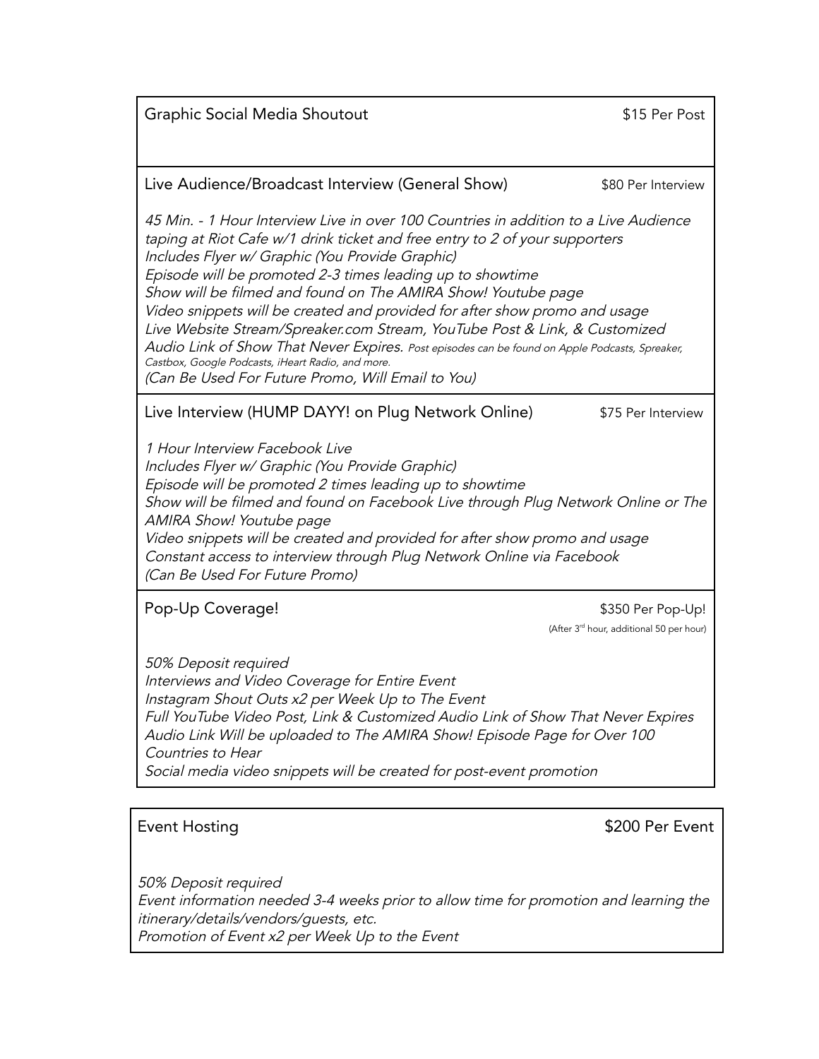| Graphic Social Media Shoutout | $15 Per Post |
|---|---|

| Live Audience/Broadcast Interview (General Show) | $80 Per Interview |
|---|---|

*45 Min. - 1 Hour Interview Live in over 100 Countries in addition to a Live Audience taping at Riot Cafe w/1 drink ticket and free entry to 2 of your supporters*
*Includes Flyer w/ Graphic (You Provide Graphic)*
*Episode will be promoted 2-3 times leading up to showtime*
*Show will be filmed and found on The AMIRA Show! Youtube page*
*Video snippets will be created and provided for after show promo and usage*
*Live Website Stream/Spreaker.com Stream, YouTube Post & Link, & Customized Audio Link of Show That Never Expires. Post episodes can be found on Apple Podcasts, Spreaker, Castbox, Google Podcasts, iHeart Radio, and more.*
*(Can Be Used For Future Promo, Will Email to You)*

| Live Interview (HUMP DAYY! on Plug Network Online) | $75 Per Interview |
|---|---|

*1 Hour Interview Facebook Live*
*Includes Flyer w/ Graphic (You Provide Graphic)*
*Episode will be promoted 2 times leading up to showtime*
*Show will be filmed and found on Facebook Live through Plug Network Online or The AMIRA Show! Youtube page*
*Video snippets will be created and provided for after show promo and usage*
*Constant access to interview through Plug Network Online via Facebook*
*(Can Be Used For Future Promo)*

| Pop-Up Coverage! | $350 Per Pop-Up! (After 3rd hour, additional 50 per hour) |
|---|---|

*50% Deposit required*
*Interviews and Video Coverage for Entire Event*
*Instagram Shout Outs x2 per Week Up to The Event*
*Full YouTube Video Post, Link & Customized Audio Link of Show That Never Expires*
*Audio Link Will be uploaded to The AMIRA Show! Episode Page for Over 100 Countries to Hear*
*Social media video snippets will be created for post-event promotion*

| Event Hosting | $200 Per Event |
|---|---|

*50% Deposit required*
*Event information needed 3-4 weeks prior to allow time for promotion and learning the itinerary/details/vendors/guests, etc.*
*Promotion of Event x2 per Week Up to the Event*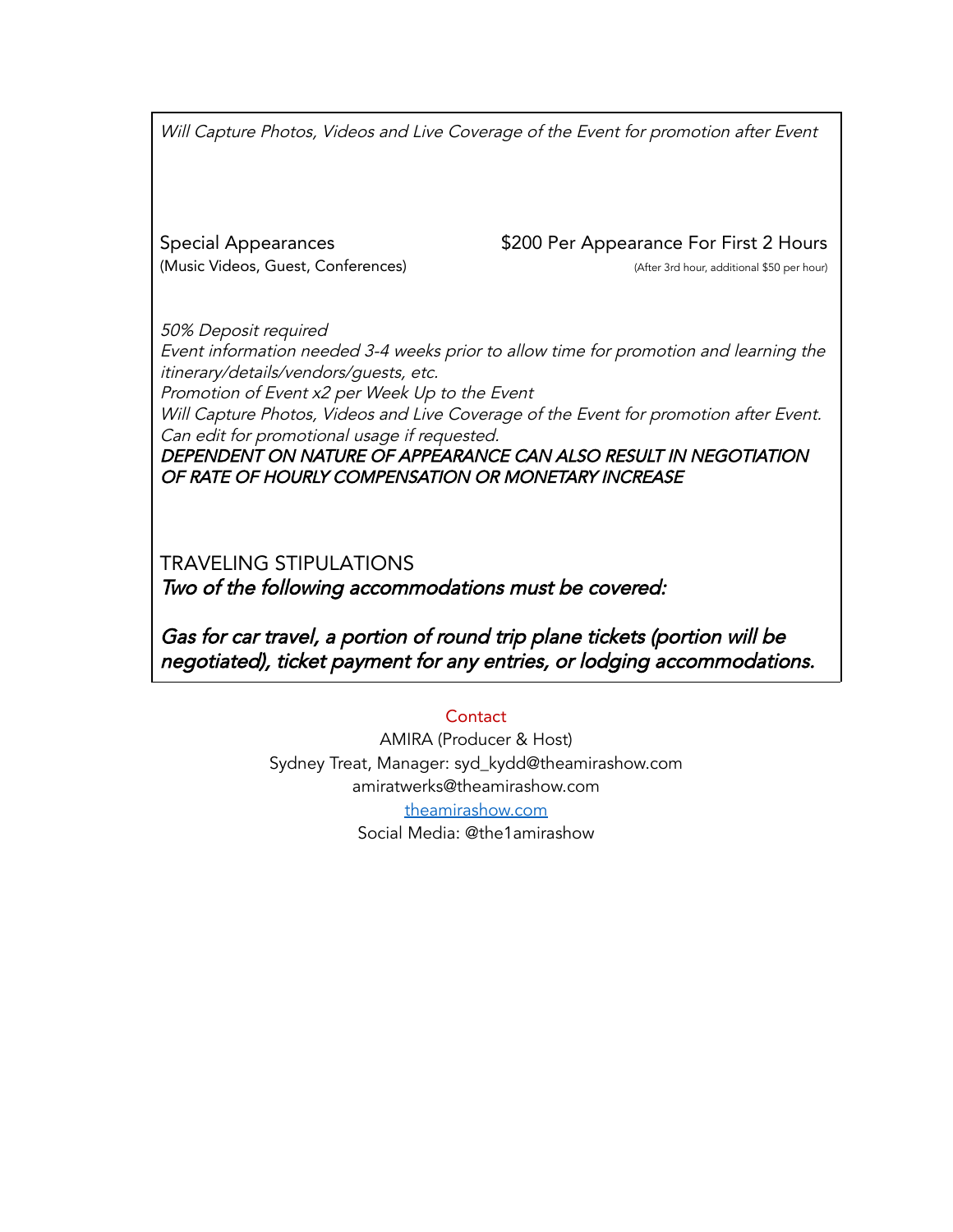*Will Capture Photos, Videos and Live Coverage of the Event for promotion after Event*

Special Appearances
(Music Videos, Guest, Conferences)

$200 Per Appearance For First 2 Hours
(After 3rd hour, additional $50 per hour)

*50% Deposit required*
*Event information needed 3-4 weeks prior to allow time for promotion and learning the itinerary/details/vendors/guests, etc.*
*Promotion of Event x2 per Week Up to the Event*
*Will Capture Photos, Videos and Live Coverage of the Event for promotion after Event. Can edit for promotional usage if requested.*
***DEPENDENT ON NATURE OF APPEARANCE CAN ALSO RESULT IN NEGOTIATION OF RATE OF HOURLY COMPENSATION OR MONETARY INCREASE***

TRAVELING STIPULATIONS
***Two of the following accommodations must be covered:***

***Gas for car travel, a portion of round trip plane tickets (portion will be negotiated), ticket payment for any entries, or lodging accommodations.***

Contact
AMIRA (Producer & Host)
Sydney Treat, Manager: syd_kydd@theamirashow.com
amiratwerks@theamirashow.com
[theamirashow.com](theamirashow.com)
Social Media: @the1amirashow